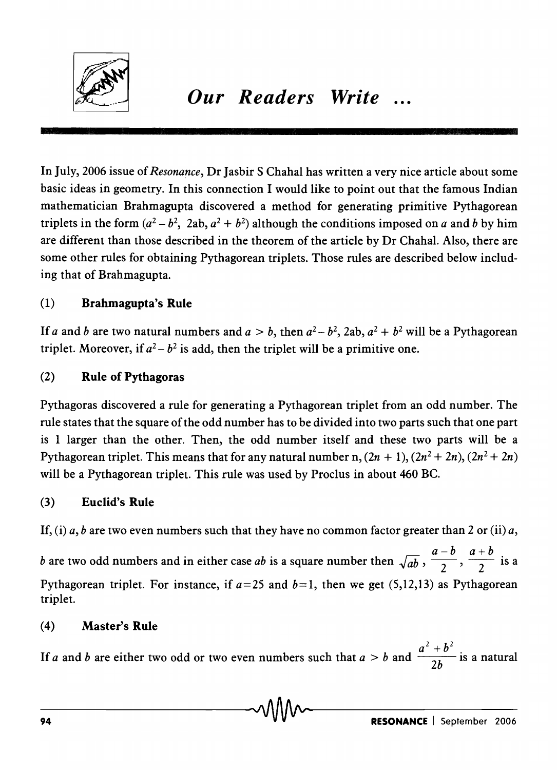# *Our Readers Write ...*

In July, 2006 issue of *Resonance*, Dr Jasbir S Chahal has written a very nice article about some basic ideas in geometry. In this connection I would like to point out that the famous Indian mathematician Brahmagupta discovered a method for generating primitive Pythagorean triplets in the form $(a^2 - b^2,\ 2ab,\ a^2 + b^2)$ although the conditions imposed on $a$ and $b$ by him are different than those described in the theorem of the article by Dr Chahal. Also, there are some other rules for obtaining Pythagorean triplets. Those rules are described below including that of Brahmagupta.

### (1) Brahmagupta's Rule

If $a$ and $b$ are two natural numbers and $a > b$, then $a^2 - b^2$, $2ab$, $a^2 + b^2$ will be a Pythagorean triplet. Moreover, if $a^2 - b^2$ is add, then the triplet will be a primitive one.

### (2) Rule of Pythagoras

Pythagoras discovered a rule for generating a Pythagorean triplet from an odd number. The rule states that the square of the odd number has to be divided into two parts such that one part is 1 larger than the other. Then, the odd number itself and these two parts will be a Pythagorean triplet. This means that for any natural number n, $(2n + 1)$, $(2n^2 + 2n)$, $(2n^2 + 2n)$ will be a Pythagorean triplet. This rule was used by Proclus in about 460 BC.

### (3) Euclid's Rule

If, (i) $a$, $b$ are two even numbers such that they have no common factor greater than 2 or (ii) $a$, $b$ are two odd numbers and in either case $ab$ is a square number then $\sqrt{ab}$, $\frac{a-b}{2}$, $\frac{a+b}{2}$ is a Pythagorean triplet. For instance, if $a=25$ and $b=1$, then we get (5,12,13) as Pythagorean triplet.

### (4) Master's Rule

If $a$ and $b$ are either two odd or two even numbers such that $a > b$ and $\frac{a^2 + b^2}{2b}$ is a natural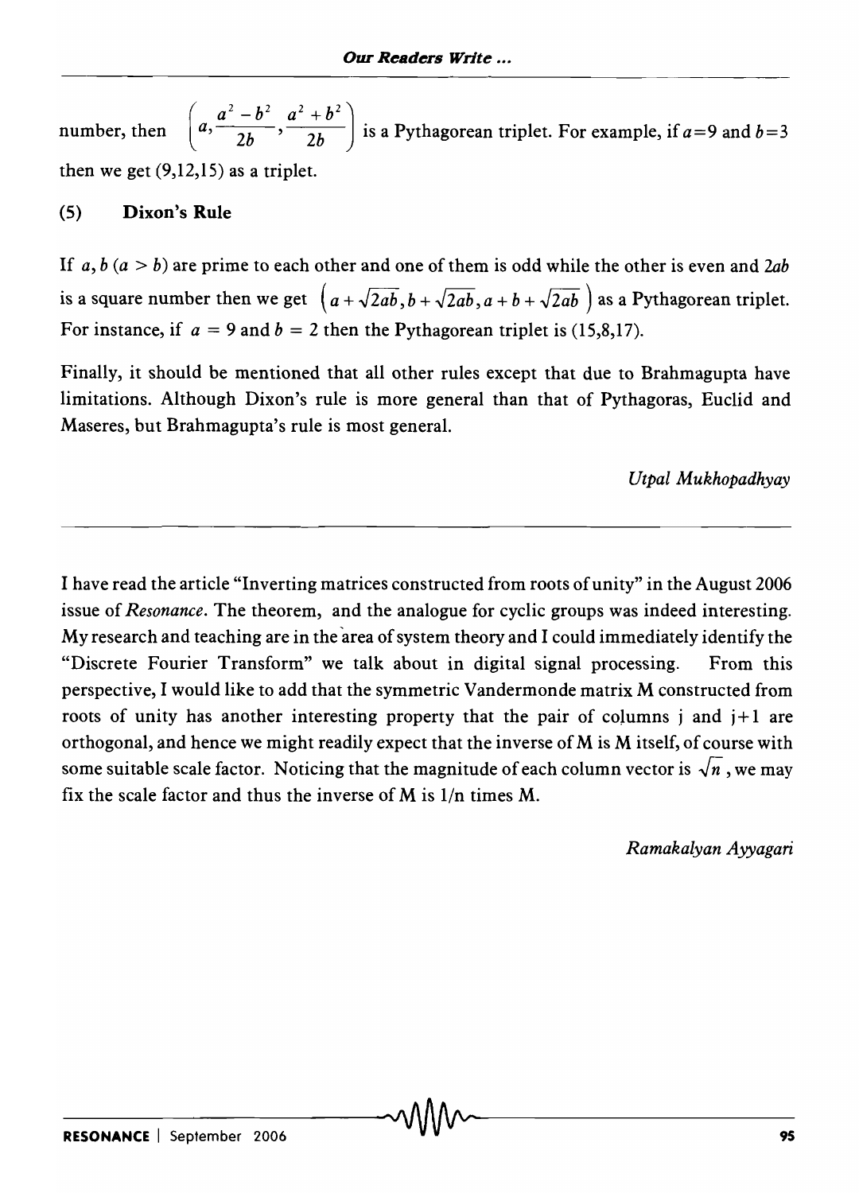number, then $\left(a, \frac{a^2 - b^2}{2b}, \frac{a^2 + b^2}{2b}\right)$ is a Pythagorean triplet. For example, if $a=9$ and $b=3$ then we get (9,12,15) as a triplet.

### (5) Dixon's Rule

If $a, b$ $(a > b)$ are prime to each other and one of them is odd while the other is even and $2ab$ is a square number then we get $\left(a + \sqrt{2ab}, b + \sqrt{2ab}, a + b + \sqrt{2ab}\right)$ as a Pythagorean triplet. For instance, if $a = 9$ and $b = 2$ then the Pythagorean triplet is (15,8,17).

Finally, it should be mentioned that all other rules except that due to Brahmagupta have limitations. Although Dixon's rule is more general than that of Pythagoras, Euclid and Maseres, but Brahmagupta's rule is most general.

*Utpal Mukhopadhyay*

---

I have read the article "Inverting matrices constructed from roots of unity" in the August 2006 issue of *Resonance*. The theorem, and the analogue for cyclic groups was indeed interesting. My research and teaching are in the area of system theory and I could immediately identify the "Discrete Fourier Transform" we talk about in digital signal processing. From this perspective, I would like to add that the symmetric Vandermonde matrix M constructed from roots of unity has another interesting property that the pair of columns j and j+1 are orthogonal, and hence we might readily expect that the inverse of M is M itself, of course with some suitable scale factor. Noticing that the magnitude of each column vector is $\sqrt{n}$, we may fix the scale factor and thus the inverse of M is 1/n times M.

*Ramakalyan Ayyagari*